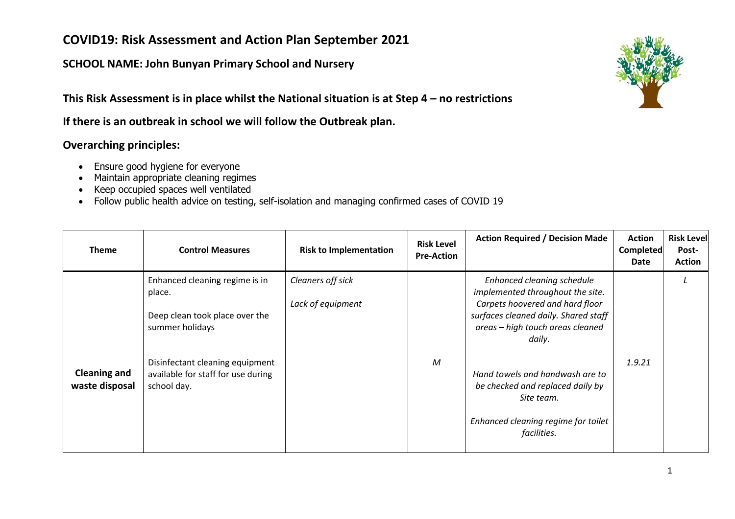# COVID19: Risk Assessment and Action Plan September 2021

## SCHOOL NAME: John Bunyan Primary School and Nursery

### This Risk Assessment is in place whilst the National situation is at Step 4 – no restrictions

### If there is an outbreak in school we will follow the Outbreak plan.

### Overarching principles:

- Ensure good hygiene for everyone
- Maintain appropriate cleaning regimes
- Keep occupied spaces well ventilated
- Follow public health advice on testing, self-isolation and managing confirmed cases of COVID 19

| Theme | Control Measures | Risk to Implementation | Risk Level Pre-Action | Action Required / Decision Made | Action Completed Date | Risk Level Post-Action |
|---|---|---|---|---|---|---|
| **Cleaning and waste disposal** | Enhanced cleaning regime is in place.<br><br>Deep clean took place over the summer holidays<br><br>Disinfectant cleaning equipment available for staff for use during school day. | *Cleaners off sick*<br><br>*Lack of equipment* | *M* | *Enhanced cleaning schedule implemented throughout the site. Carpets hoovered and hard floor surfaces cleaned daily. Shared staff areas – high touch areas cleaned daily.*<br><br>*Hand towels and handwash are to be checked and replaced daily by Site team.*<br><br>*Enhanced cleaning regime for toilet facilities.* | *1.9.21* | *L* |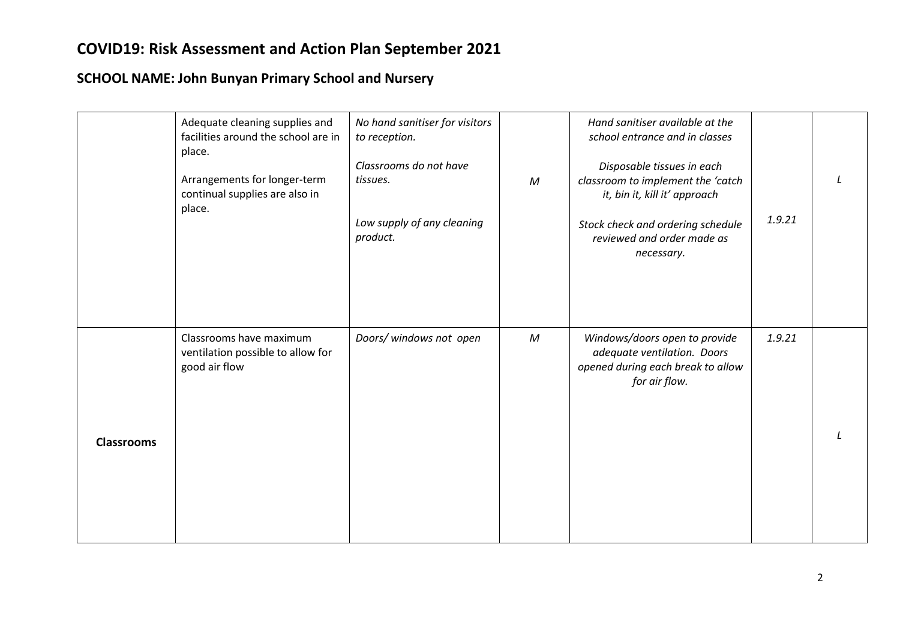# COVID19: Risk Assessment and Action Plan September 2021

## SCHOOL NAME: John Bunyan Primary School and Nursery

| | | | | | | |
|---|---|---|---|---|---|---|
| | Adequate cleaning supplies and facilities around the school are in place.<br><br>Arrangements for longer-term continual supplies are also in place. | *No hand sanitiser for visitors to reception.*<br><br>*Classrooms do not have tissues.*<br><br>*Low supply of any cleaning product.* | *M* | *Hand sanitiser available at the school entrance and in classes*<br><br>*Disposable tissues in each classroom to implement the 'catch it, bin it, kill it' approach*<br><br>*Stock check and ordering schedule reviewed and order made as necessary.* | *1.9.21* | *L* |
| **Classrooms** | Classrooms have maximum ventilation possible to allow for good air flow | *Doors/ windows not open* | *M* | *Windows/doors open to provide adequate ventilation. Doors opened during each break to allow for air flow.* | *1.9.21* | *L* |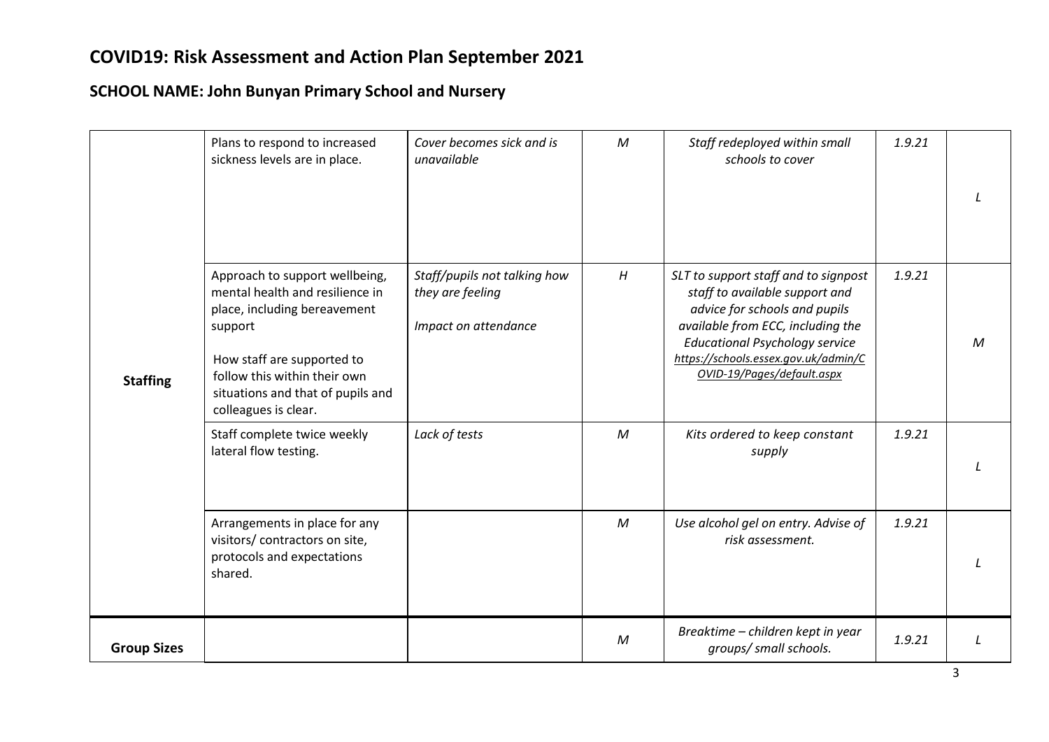# COVID19: Risk Assessment and Action Plan September 2021

## SCHOOL NAME: John Bunyan Primary School and Nursery

| | | | | | | |
|---|---|---|---|---|---|---|
| **Staffing** | Plans to respond to increased sickness levels are in place. | *Cover becomes sick and is unavailable* | *M* | *Staff redeployed within small schools to cover* | *1.9.21* | *L* |
| | Approach to support wellbeing, mental health and resilience in place, including bereavement support<br><br>How staff are supported to follow this within their own situations and that of pupils and colleagues is clear. | *Staff/pupils not talking how they are feeling*<br><br>*Impact on attendance* | *H* | *SLT to support staff and to signpost staff to available support and advice for schools and pupils available from ECC, including the Educational Psychology service https://schools.essex.gov.uk/admin/COVID-19/Pages/default.aspx* | *1.9.21* | *M* |
| | Staff complete twice weekly lateral flow testing. | *Lack of tests* | *M* | *Kits ordered to keep constant supply* | *1.9.21* | *L* |
| | Arrangements in place for any visitors/ contractors on site, protocols and expectations shared. | | *M* | *Use alcohol gel on entry. Advise of risk assessment.* | *1.9.21* | *L* |
| **Group Sizes** | | | *M* | *Breaktime – children kept in year groups/ small schools.* | *1.9.21* | *L* |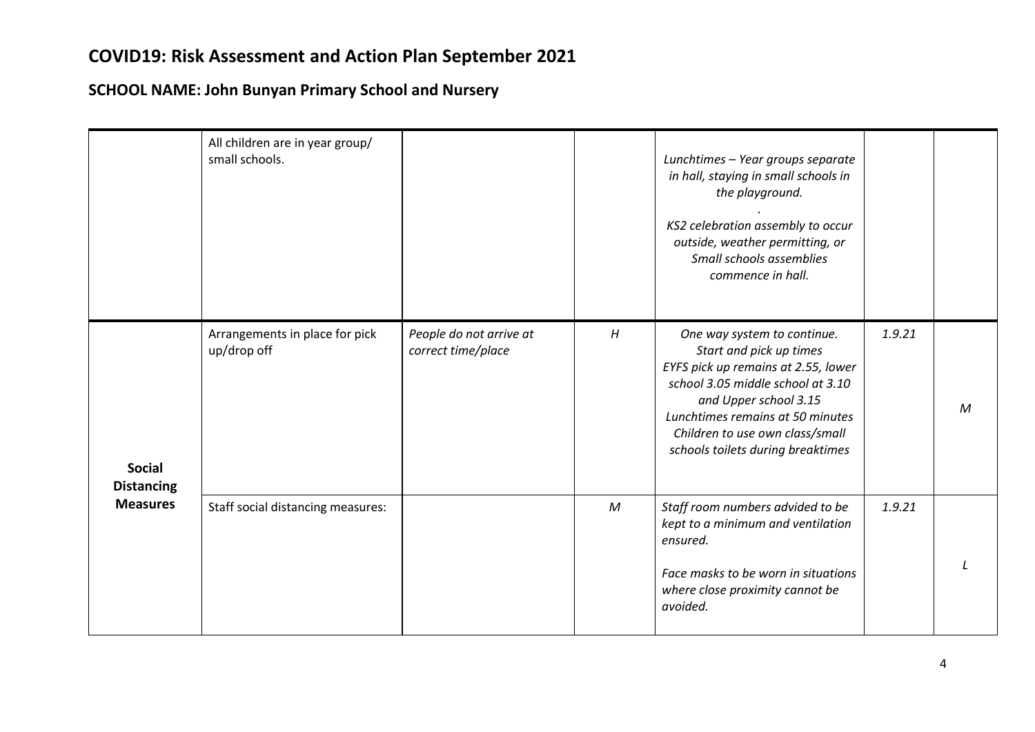# COVID19: Risk Assessment and Action Plan September 2021

## SCHOOL NAME: John Bunyan Primary School and Nursery

| | | | | | | |
|---|---|---|---|---|---|---|
| | All children are in year group/ small schools. | | | *Lunchtimes – Year groups separate in hall, staying in small schools in the playground.* <br> *.* <br> *KS2 celebration assembly to occur outside, weather permitting, or Small schools assemblies commence in hall.* | | |
| **Social Distancing Measures** | Arrangements in place for pick up/drop off | *People do not arrive at correct time/place* | *H* | *One way system to continue.* <br> *Start and pick up times* <br> *EYFS pick up remains at 2.55, lower school 3.05 middle school at 3.10 and Upper school 3.15* <br> *Lunchtimes remains at 50 minutes* <br> *Children to use own class/small schools toilets during breaktimes* | *1.9.21* | *M* |
| | Staff social distancing measures: | | *M* | *Staff room numbers advided to be kept to a minimum and ventilation ensured.* <br> *Face masks to be worn in situations where close proximity cannot be avoided.* | *1.9.21* | *L* |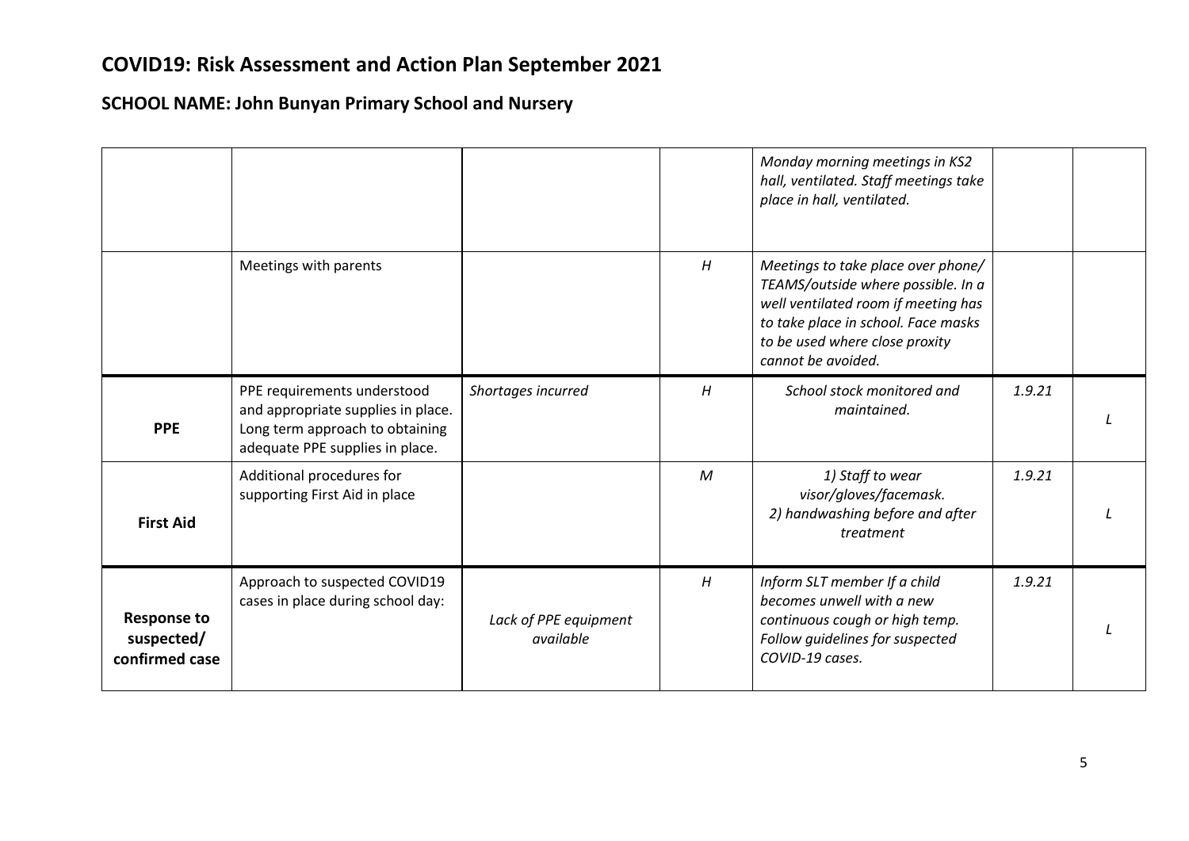# COVID19: Risk Assessment and Action Plan September 2021

## SCHOOL NAME: John Bunyan Primary School and Nursery

| | | | | | | |
|---|---|---|---|---|---|---|
| | | | | *Monday morning meetings in KS2 hall, ventilated. Staff meetings take place in hall, ventilated.* | | |
| | Meetings with parents | | *H* | *Meetings to take place over phone/ TEAMS/outside where possible. In a well ventilated room if meeting has to take place in school. Face masks to be used where close proxity cannot be avoided.* | | |
| **PPE** | PPE requirements understood and appropriate supplies in place. Long term approach to obtaining adequate PPE supplies in place. | *Shortages incurred* | *H* | *School stock monitored and maintained.* | *1.9.21* | *L* |
| **First Aid** | Additional procedures for supporting First Aid in place | | *M* | *1) Staff to wear visor/gloves/facemask. 2) handwashing before and after treatment* | *1.9.21* | *L* |
| **Response to suspected/ confirmed case** | Approach to suspected COVID19 cases in place during school day: | *Lack of PPE equipment available* | *H* | *Inform SLT member If a child becomes unwell with a new continuous cough or high temp. Follow guidelines for suspected COVID-19 cases.* | *1.9.21* | *L* |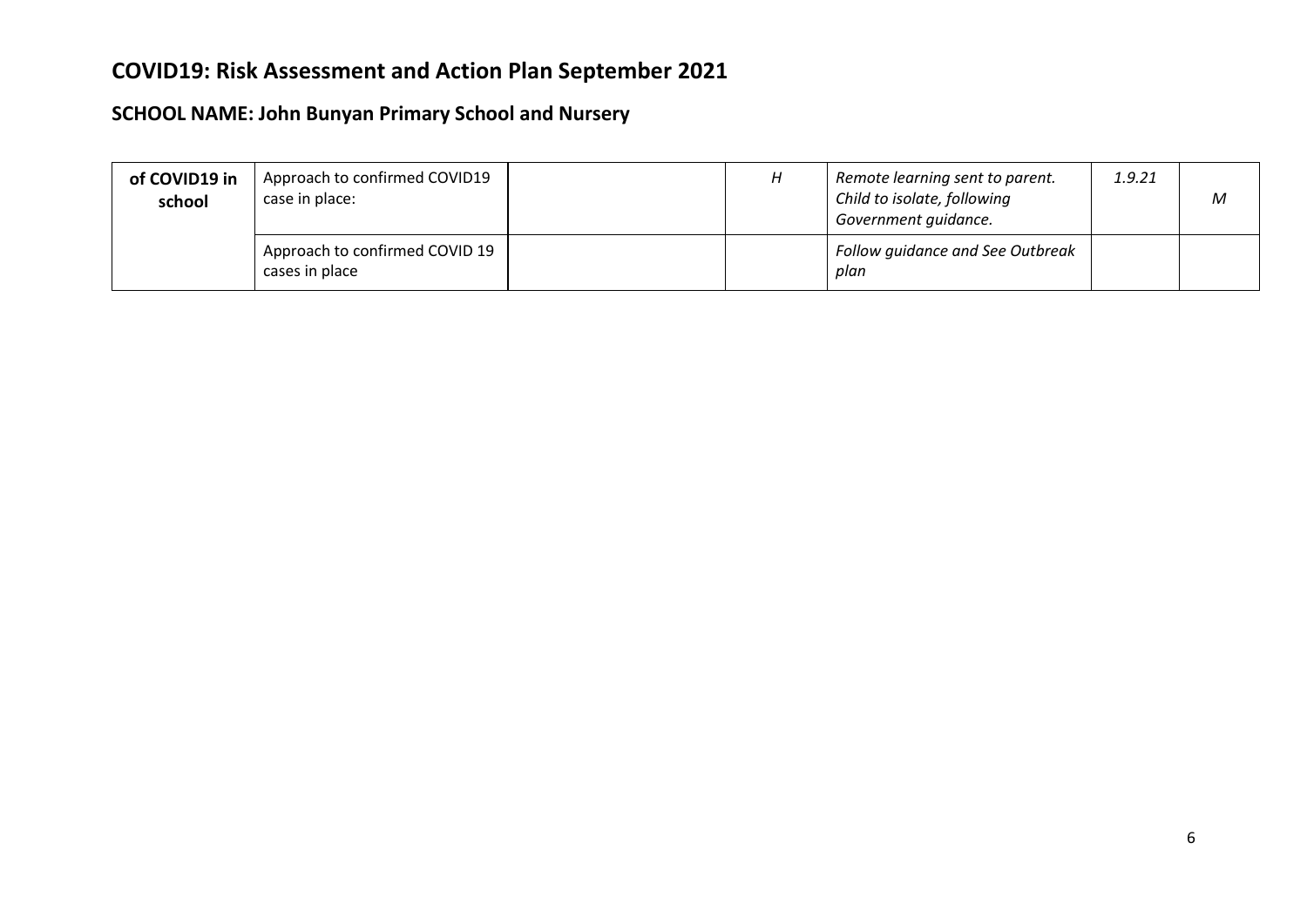# COVID19: Risk Assessment and Action Plan September 2021

## SCHOOL NAME: John Bunyan Primary School and Nursery

| | | | | | | |
|---|---|---|---|---|---|---|
| **of COVID19 in school** | Approach to confirmed COVID19 case in place: | | *H* | *Remote learning sent to parent. Child to isolate, following Government guidance.* | *1.9.21* | *M* |
| | Approach to confirmed COVID 19 cases in place | | | *Follow guidance and See Outbreak plan* | | |